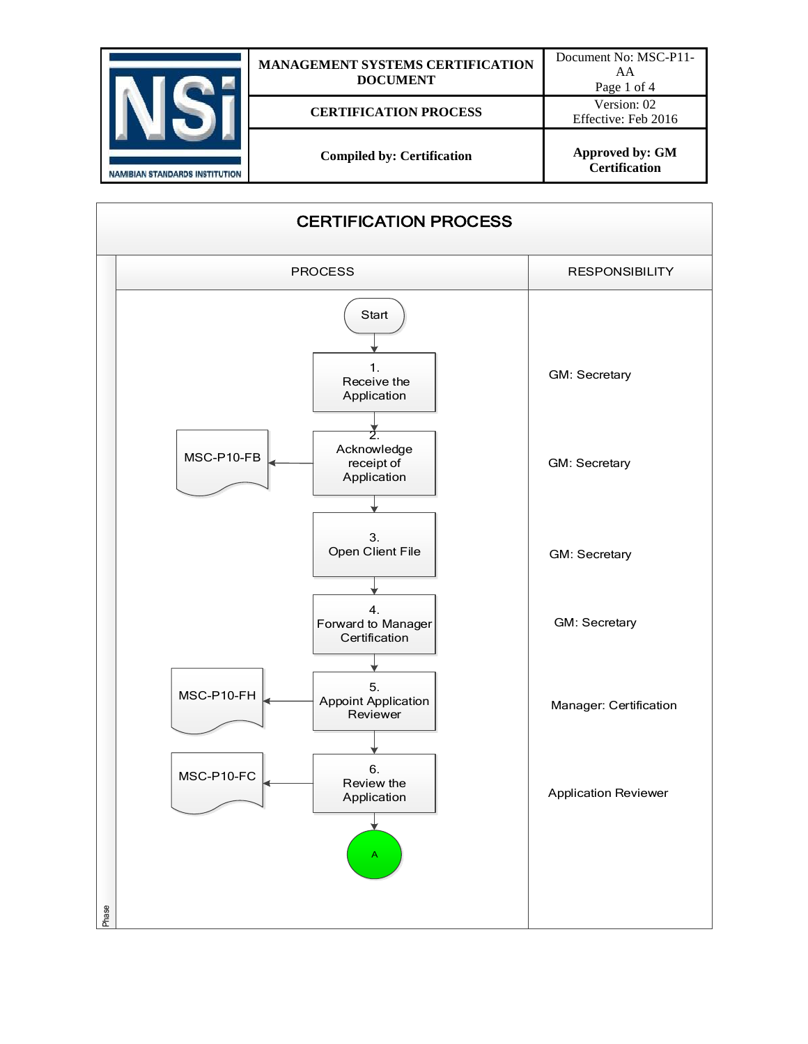| NSi NAMIBIAN STANDARDS INSTITUTION | MANAGEMENT SYSTEMS CERTIFICATION DOCUMENT | Document No: MSC-P11-AA |
|---|---|---|
| | CERTIFICATION PROCESS | Version: 02 Effective: Feb 2016 |
| | Compiled by: Certification | Approved by: GM Certification |

# CERTIFICATION PROCESS

| PROCESS | RESPONSIBILITY |
|---|---|
| Start | |
| 1. Receive the Application | GM: Secretary |
| 2. Acknowledge receipt of Application → MSC-P10-FB | GM: Secretary |
| 3. Open Client File | GM: Secretary |
| 4. Forward to Manager Certification | GM: Secretary |
| 5. Appoint Application Reviewer → MSC-P10-FH | Manager: Certification |
| 6. Review the Application → MSC-P10-FC | Application Reviewer |
| A | |

Phase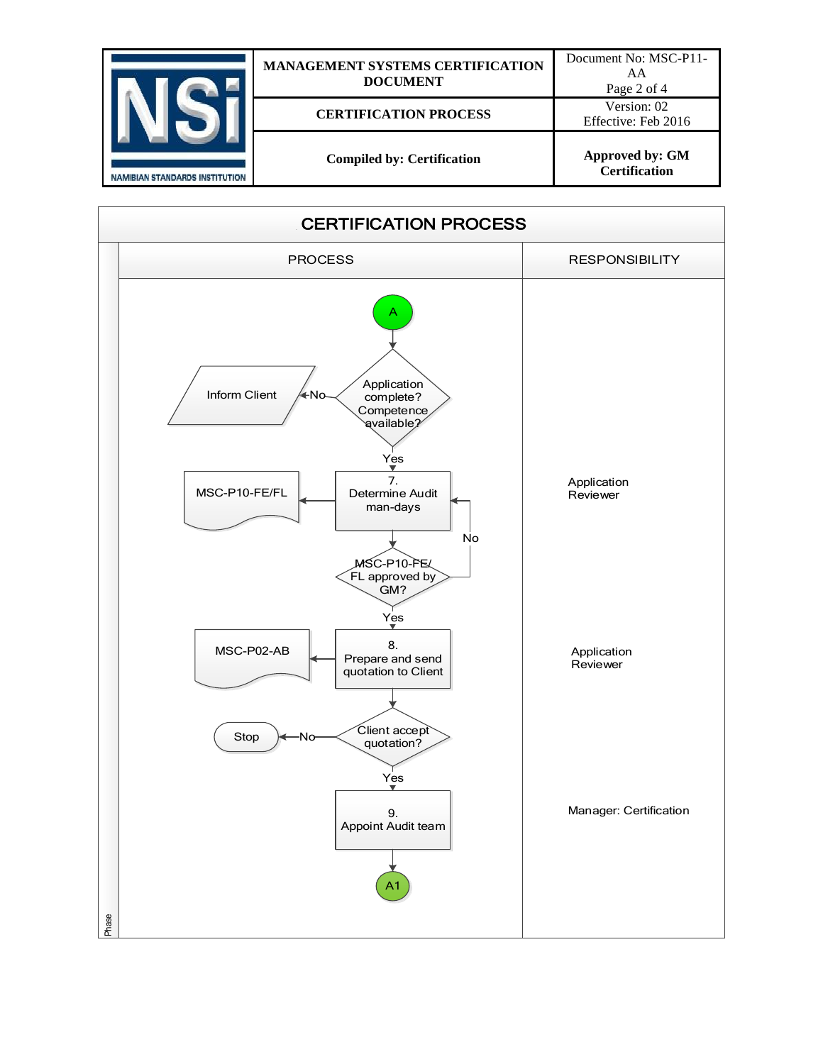# CERTIFICATION PROCESS

| PROCESS | RESPONSIBILITY |
|---|---|
| **A** → Application complete? Competence available? — No → Inform Client | |
| Yes → 7. Determine Audit man-days → MSC-P10-FE/FL | Application Reviewer |
| MSC-P10-FE/FL approved by GM? — No → back to 7. Determine Audit man-days | |
| Yes → 8. Prepare and send quotation to Client → MSC-P02-AB | Application Reviewer |
| Client accept quotation? — No → Stop | |
| Yes → 9. Appoint Audit team | Manager: Certification |
| → **A1** | |

Phase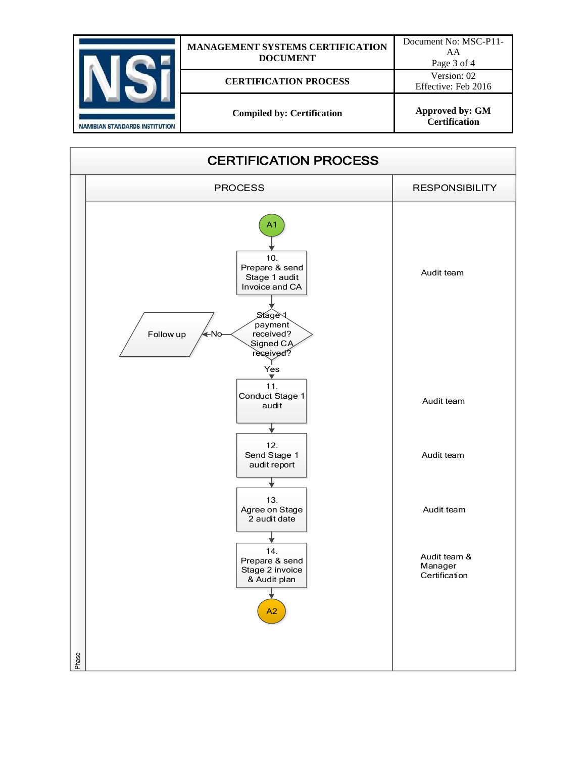| | MANAGEMENT SYSTEMS CERTIFICATION DOCUMENT | Document No: MSC-P11-AA Page 3 of 4 |
|---|---|---|
| NSi NAMIBIAN STANDARDS INSTITUTION | CERTIFICATION PROCESS | Version: 02 Effective: Feb 2016 |
| | Compiled by: Certification | Approved by: GM Certification |

# CERTIFICATION PROCESS

| PROCESS | RESPONSIBILITY |
|---|---|
| A1 | |
| 10. Prepare & send Stage 1 audit Invoice and CA | Audit team |
| Stage 1 payment received? Signed CA received? — No → Follow up; Yes ↓ | |
| 11. Conduct Stage 1 audit | Audit team |
| 12. Send Stage 1 audit report | Audit team |
| 13. Agree on Stage 2 audit date | Audit team |
| 14. Prepare & send Stage 2 invoice & Audit plan | Audit team & Manager Certification |
| A2 | |

Phase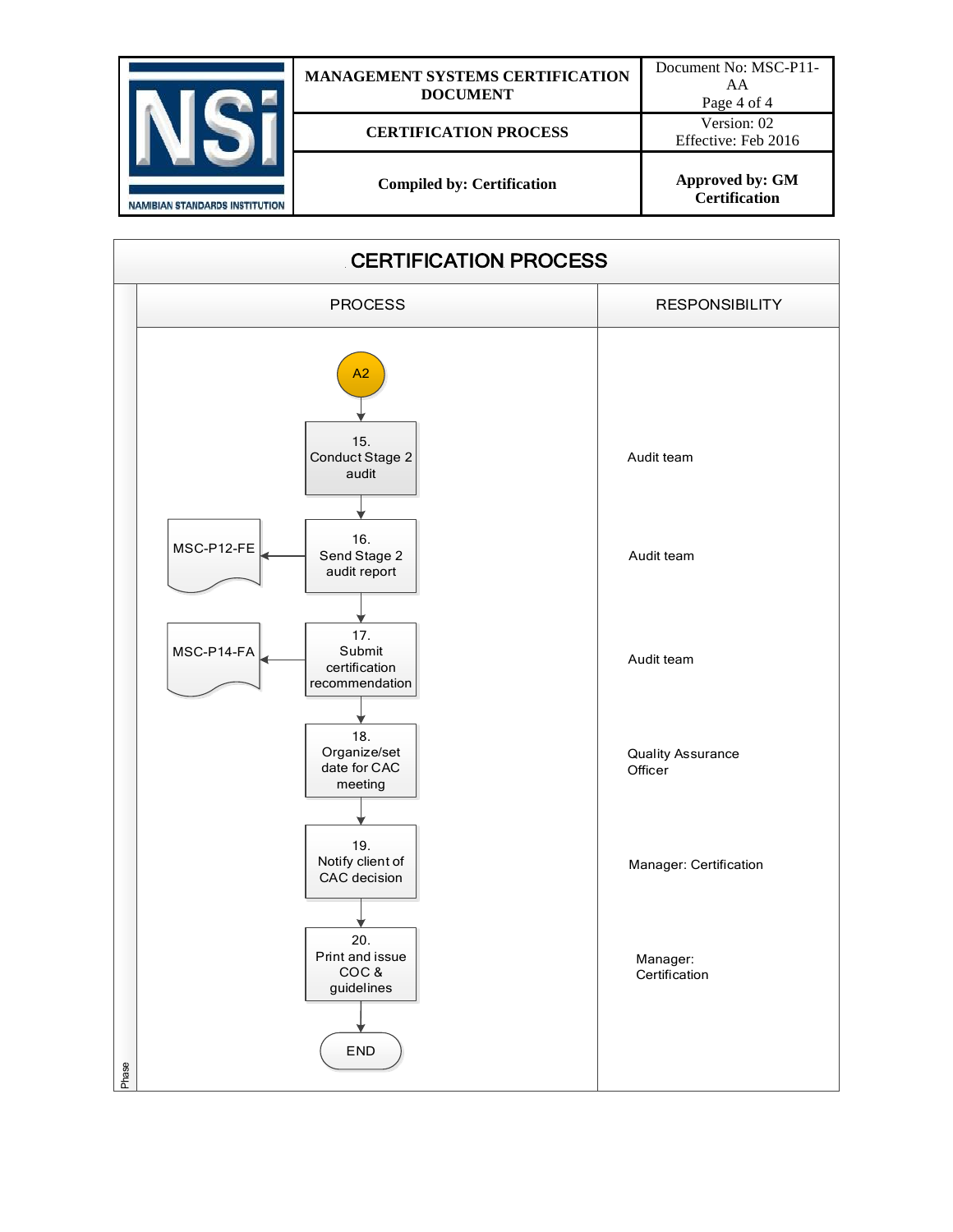| | | |
|---|---|---|
| NSi NAMIBIAN STANDARDS INSTITUTION | **MANAGEMENT SYSTEMS CERTIFICATION DOCUMENT** | Document No: MSC-P11-AA Page 4 of 4 |
| | **CERTIFICATION PROCESS** | Version: 02 Effective: Feb 2016 |
| | **Compiled by: Certification** | **Approved by: GM Certification** |

# CERTIFICATION PROCESS

| PROCESS | RESPONSIBILITY |
|---|---|
| A2 | |
| 15. Conduct Stage 2 audit | Audit team |
| 16. Send Stage 2 audit report → MSC-P12-FE | Audit team |
| 17. Submit certification recommendation → MSC-P14-FA | Audit team |
| 18. Organize/set date for CAC meeting | Quality Assurance Officer |
| 19. Notify client of CAC decision | Manager: Certification |
| 20. Print and issue COC & guidelines | Manager: Certification |
| END | |

Phase